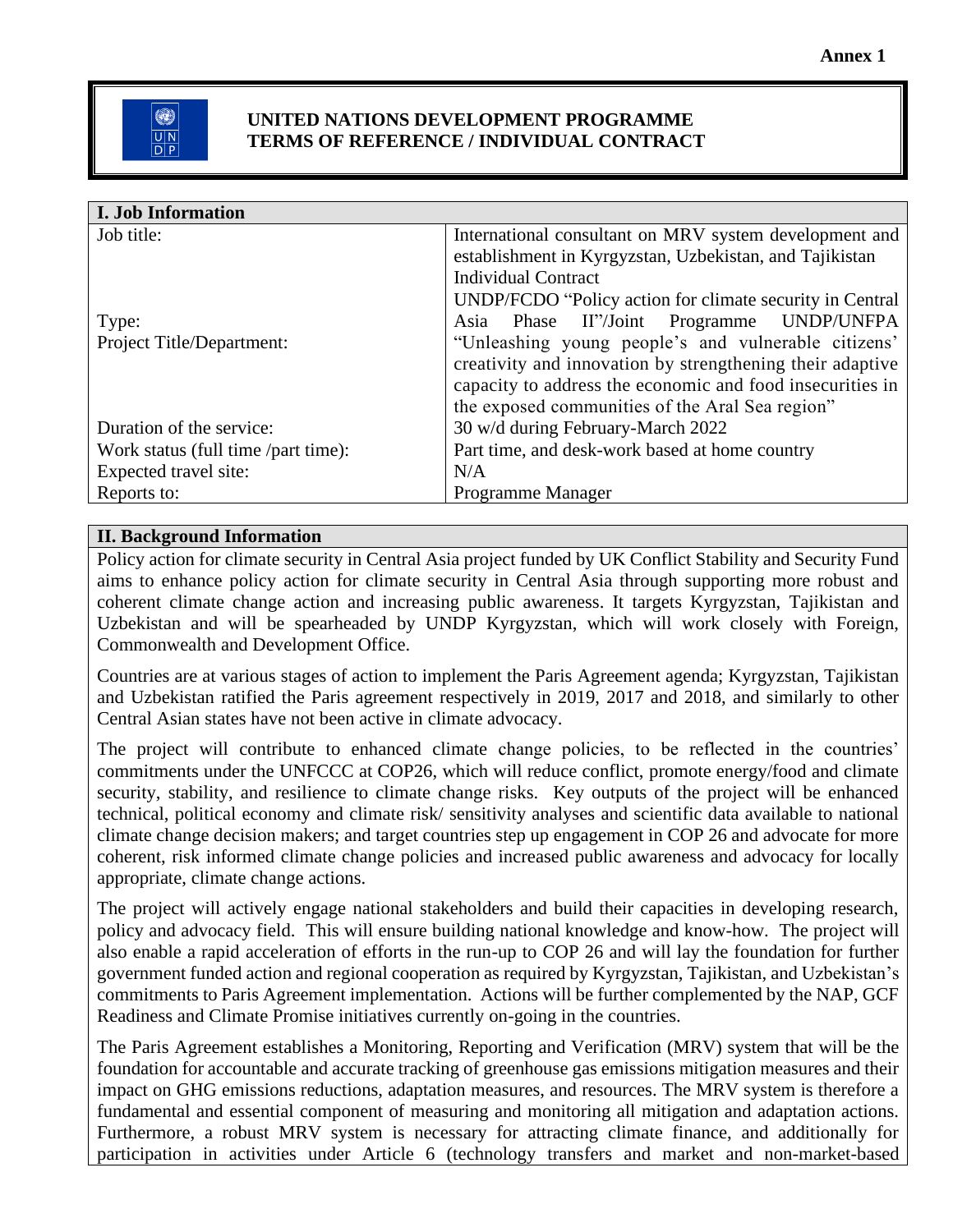**Annex 1**

**UNITED NATIONS DEVELOPMENT PROGRAMME**
**TERMS OF REFERENCE / INDIVIDUAL CONTRACT**

| **I. Job Information** | |
|---|---|
| Job title: | International consultant on MRV system development and establishment in Kyrgyzstan, Uzbekistan, and Tajikistan |
| Type: | Individual Contract |
| Project Title/Department: | UNDP/FCDO "Policy action for climate security in Central Asia Phase II"/Joint Programme UNDP/UNFPA "Unleashing young people's and vulnerable citizens' creativity and innovation by strengthening their adaptive capacity to address the economic and food insecurities in the exposed communities of the Aral Sea region" |
| Duration of the service: | 30 w/d during February-March 2022 |
| Work status (full time /part time): | Part time, and desk-work based at home country |
| Expected travel site: | N/A |
| Reports to: | Programme Manager |

**II. Background Information**

Policy action for climate security in Central Asia project funded by UK Conflict Stability and Security Fund aims to enhance policy action for climate security in Central Asia through supporting more robust and coherent climate change action and increasing public awareness. It targets Kyrgyzstan, Tajikistan and Uzbekistan and will be spearheaded by UNDP Kyrgyzstan, which will work closely with Foreign, Commonwealth and Development Office.

Countries are at various stages of action to implement the Paris Agreement agenda; Kyrgyzstan, Tajikistan and Uzbekistan ratified the Paris agreement respectively in 2019, 2017 and 2018, and similarly to other Central Asian states have not been active in climate advocacy.

The project will contribute to enhanced climate change policies, to be reflected in the countries' commitments under the UNFCCC at COP26, which will reduce conflict, promote energy/food and climate security, stability, and resilience to climate change risks. Key outputs of the project will be enhanced technical, political economy and climate risk/ sensitivity analyses and scientific data available to national climate change decision makers; and target countries step up engagement in COP 26 and advocate for more coherent, risk informed climate change policies and increased public awareness and advocacy for locally appropriate, climate change actions.

The project will actively engage national stakeholders and build their capacities in developing research, policy and advocacy field. This will ensure building national knowledge and know-how. The project will also enable a rapid acceleration of efforts in the run-up to COP 26 and will lay the foundation for further government funded action and regional cooperation as required by Kyrgyzstan, Tajikistan, and Uzbekistan's commitments to Paris Agreement implementation. Actions will be further complemented by the NAP, GCF Readiness and Climate Promise initiatives currently on-going in the countries.

The Paris Agreement establishes a Monitoring, Reporting and Verification (MRV) system that will be the foundation for accountable and accurate tracking of greenhouse gas emissions mitigation measures and their impact on GHG emissions reductions, adaptation measures, and resources. The MRV system is therefore a fundamental and essential component of measuring and monitoring all mitigation and adaptation actions. Furthermore, a robust MRV system is necessary for attracting climate finance, and additionally for participation in activities under Article 6 (technology transfers and market and non-market-based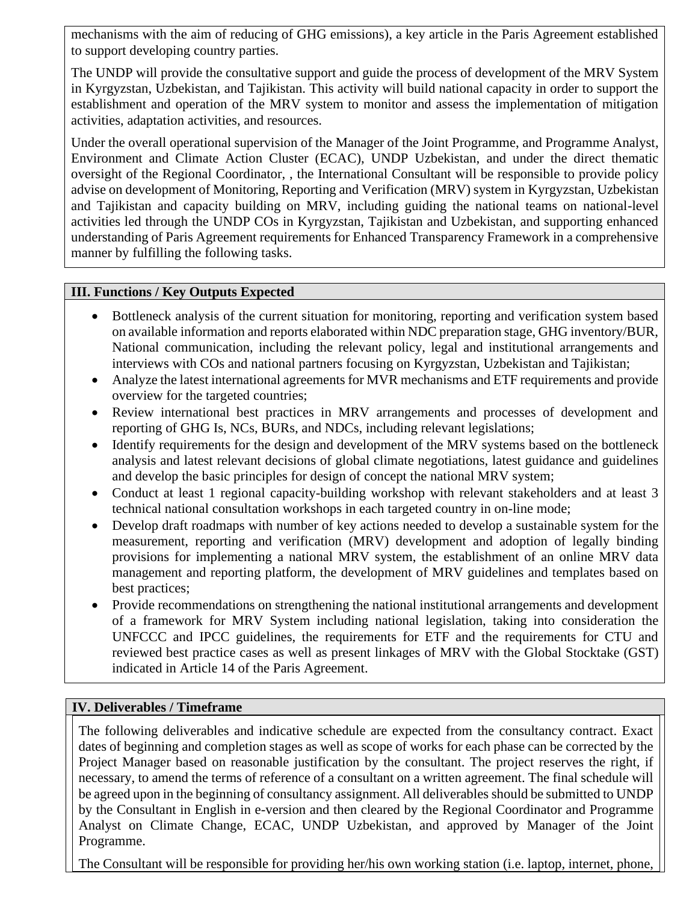mechanisms with the aim of reducing of GHG emissions), a key article in the Paris Agreement established to support developing country parties.

The UNDP will provide the consultative support and guide the process of development of the MRV System in Kyrgyzstan, Uzbekistan, and Tajikistan. This activity will build national capacity in order to support the establishment and operation of the MRV system to monitor and assess the implementation of mitigation activities, adaptation activities, and resources.

Under the overall operational supervision of the Manager of the Joint Programme, and Programme Analyst, Environment and Climate Action Cluster (ECAC), UNDP Uzbekistan, and under the direct thematic oversight of the Regional Coordinator, , the International Consultant will be responsible to provide policy advise on development of Monitoring, Reporting and Verification (MRV) system in Kyrgyzstan, Uzbekistan and Tajikistan and capacity building on MRV, including guiding the national teams on national-level activities led through the UNDP COs in Kyrgyzstan, Tajikistan and Uzbekistan, and supporting enhanced understanding of Paris Agreement requirements for Enhanced Transparency Framework in a comprehensive manner by fulfilling the following tasks.

## III. Functions / Key Outputs Expected

- Bottleneck analysis of the current situation for monitoring, reporting and verification system based on available information and reports elaborated within NDC preparation stage, GHG inventory/BUR, National communication, including the relevant policy, legal and institutional arrangements and interviews with COs and national partners focusing on Kyrgyzstan, Uzbekistan and Tajikistan;
- Analyze the latest international agreements for MVR mechanisms and ETF requirements and provide overview for the targeted countries;
- Review international best practices in MRV arrangements and processes of development and reporting of GHG Is, NCs, BURs, and NDCs, including relevant legislations;
- Identify requirements for the design and development of the MRV systems based on the bottleneck analysis and latest relevant decisions of global climate negotiations, latest guidance and guidelines and develop the basic principles for design of concept the national MRV system;
- Conduct at least 1 regional capacity-building workshop with relevant stakeholders and at least 3 technical national consultation workshops in each targeted country in on-line mode;
- Develop draft roadmaps with number of key actions needed to develop a sustainable system for the measurement, reporting and verification (MRV) development and adoption of legally binding provisions for implementing a national MRV system, the establishment of an online MRV data management and reporting platform, the development of MRV guidelines and templates based on best practices;
- Provide recommendations on strengthening the national institutional arrangements and development of a framework for MRV System including national legislation, taking into consideration the UNFCCC and IPCC guidelines, the requirements for ETF and the requirements for CTU and reviewed best practice cases as well as present linkages of MRV with the Global Stocktake (GST) indicated in Article 14 of the Paris Agreement.

## IV. Deliverables / Timeframe

The following deliverables and indicative schedule are expected from the consultancy contract. Exact dates of beginning and completion stages as well as scope of works for each phase can be corrected by the Project Manager based on reasonable justification by the consultant. The project reserves the right, if necessary, to amend the terms of reference of a consultant on a written agreement. The final schedule will be agreed upon in the beginning of consultancy assignment. All deliverables should be submitted to UNDP by the Consultant in English in e-version and then cleared by the Regional Coordinator and Programme Analyst on Climate Change, ECAC, UNDP Uzbekistan, and approved by Manager of the Joint Programme.

The Consultant will be responsible for providing her/his own working station (i.e. laptop, internet, phone,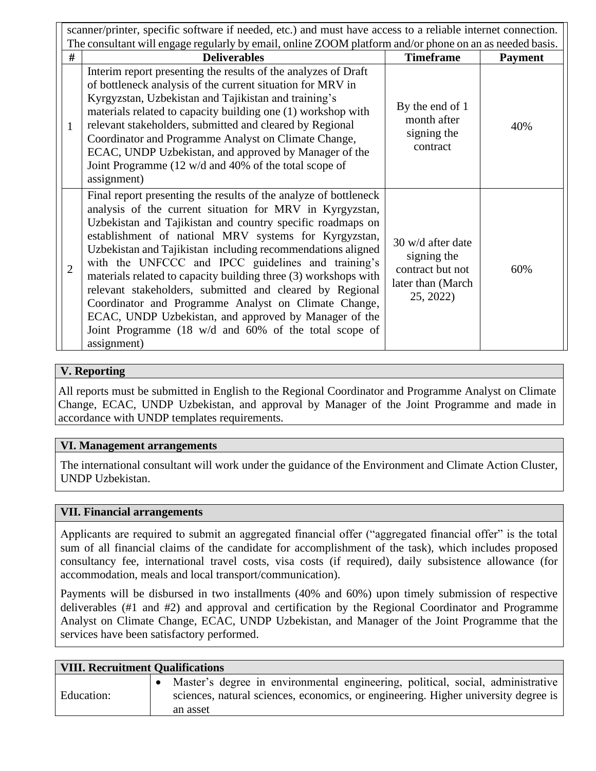scanner/printer, specific software if needed, etc.) and must have access to a reliable internet connection. The consultant will engage regularly by email, online ZOOM platform and/or phone on an as needed basis.

| # | Deliverables | Timeframe | Payment |
|---|---|---|---|
| 1 | Interim report presenting the results of the analyzes of Draft of bottleneck analysis of the current situation for MRV in Kyrgyzstan, Uzbekistan and Tajikistan and training's materials related to capacity building one (1) workshop with relevant stakeholders, submitted and cleared by Regional Coordinator and Programme Analyst on Climate Change, ECAC, UNDP Uzbekistan, and approved by Manager of the Joint Programme (12 w/d and 40% of the total scope of assignment) | By the end of 1 month after signing the contract | 40% |
| 2 | Final report presenting the results of the analyze of bottleneck analysis of the current situation for MRV in Kyrgyzstan, Uzbekistan and Tajikistan and country specific roadmaps on establishment of national MRV systems for Kyrgyzstan, Uzbekistan and Tajikistan including recommendations aligned with the UNFCCC and IPCC guidelines and training's materials related to capacity building three (3) workshops with relevant stakeholders, submitted and cleared by Regional Coordinator and Programme Analyst on Climate Change, ECAC, UNDP Uzbekistan, and approved by Manager of the Joint Programme (18 w/d and 60% of the total scope of assignment) | 30 w/d after date signing the contract but not later than (March 25, 2022) | 60% |

## V. Reporting

All reports must be submitted in English to the Regional Coordinator and Programme Analyst on Climate Change, ECAC, UNDP Uzbekistan, and approval by Manager of the Joint Programme and made in accordance with UNDP templates requirements.

## VI. Management arrangements

The international consultant will work under the guidance of the Environment and Climate Action Cluster, UNDP Uzbekistan.

## VII. Financial arrangements

Applicants are required to submit an aggregated financial offer ("aggregated financial offer" is the total sum of all financial claims of the candidate for accomplishment of the task), which includes proposed consultancy fee, international travel costs, visa costs (if required), daily subsistence allowance (for accommodation, meals and local transport/communication).

Payments will be disbursed in two installments (40% and 60%) upon timely submission of respective deliverables (#1 and #2) and approval and certification by the Regional Coordinator and Programme Analyst on Climate Change, ECAC, UNDP Uzbekistan, and Manager of the Joint Programme that the services have been satisfactory performed.

## VIII. Recruitment Qualifications

| | |
|---|---|
| Education: | • Master's degree in environmental engineering, political, social, administrative sciences, natural sciences, economics, or engineering. Higher university degree is an asset |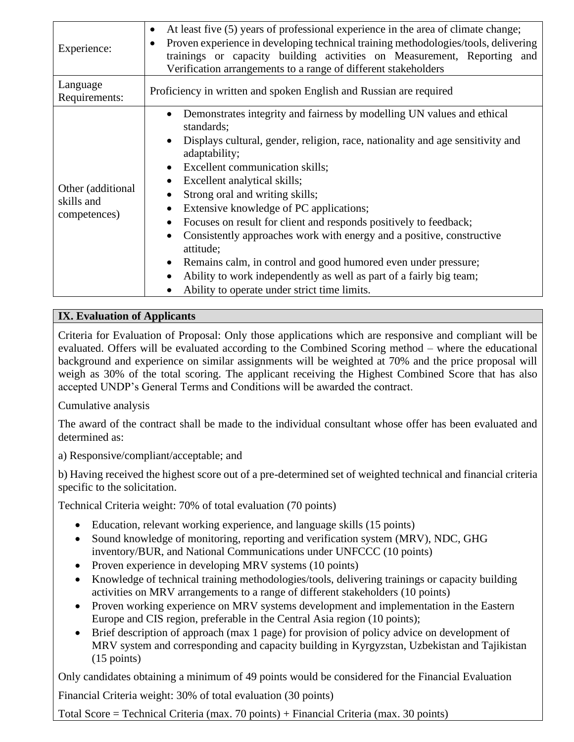| | |
|---|---|
| Experience: | • At least five (5) years of professional experience in the area of climate change;<br>• Proven experience in developing technical training methodologies/tools, delivering trainings or capacity building activities on Measurement, Reporting and Verification arrangements to a range of different stakeholders |
| Language Requirements: | Proficiency in written and spoken English and Russian are required |
| Other (additional skills and competences) | • Demonstrates integrity and fairness by modelling UN values and ethical standards;<br>• Displays cultural, gender, religion, race, nationality and age sensitivity and adaptability;<br>• Excellent communication skills;<br>• Excellent analytical skills;<br>• Strong oral and writing skills;<br>• Extensive knowledge of PC applications;<br>• Focuses on result for client and responds positively to feedback;<br>• Consistently approaches work with energy and a positive, constructive attitude;<br>• Remains calm, in control and good humored even under pressure;<br>• Ability to work independently as well as part of a fairly big team;<br>• Ability to operate under strict time limits. |

## IX. Evaluation of Applicants

Criteria for Evaluation of Proposal: Only those applications which are responsive and compliant will be evaluated. Offers will be evaluated according to the Combined Scoring method – where the educational background and experience on similar assignments will be weighted at 70% and the price proposal will weigh as 30% of the total scoring. The applicant receiving the Highest Combined Score that has also accepted UNDP's General Terms and Conditions will be awarded the contract.

Cumulative analysis

The award of the contract shall be made to the individual consultant whose offer has been evaluated and determined as:

a) Responsive/compliant/acceptable; and

b) Having received the highest score out of a pre-determined set of weighted technical and financial criteria specific to the solicitation.

Technical Criteria weight: 70% of total evaluation (70 points)

- Education, relevant working experience, and language skills (15 points)
- Sound knowledge of monitoring, reporting and verification system (MRV), NDC, GHG inventory/BUR, and National Communications under UNFCCC (10 points)
- Proven experience in developing MRV systems (10 points)
- Knowledge of technical training methodologies/tools, delivering trainings or capacity building activities on MRV arrangements to a range of different stakeholders (10 points)
- Proven working experience on MRV systems development and implementation in the Eastern Europe and CIS region, preferable in the Central Asia region (10 points);
- Brief description of approach (max 1 page) for provision of policy advice on development of MRV system and corresponding and capacity building in Kyrgyzstan, Uzbekistan and Tajikistan (15 points)

Only candidates obtaining a minimum of 49 points would be considered for the Financial Evaluation

Financial Criteria weight: 30% of total evaluation (30 points)

Total Score = Technical Criteria (max. 70 points) + Financial Criteria (max. 30 points)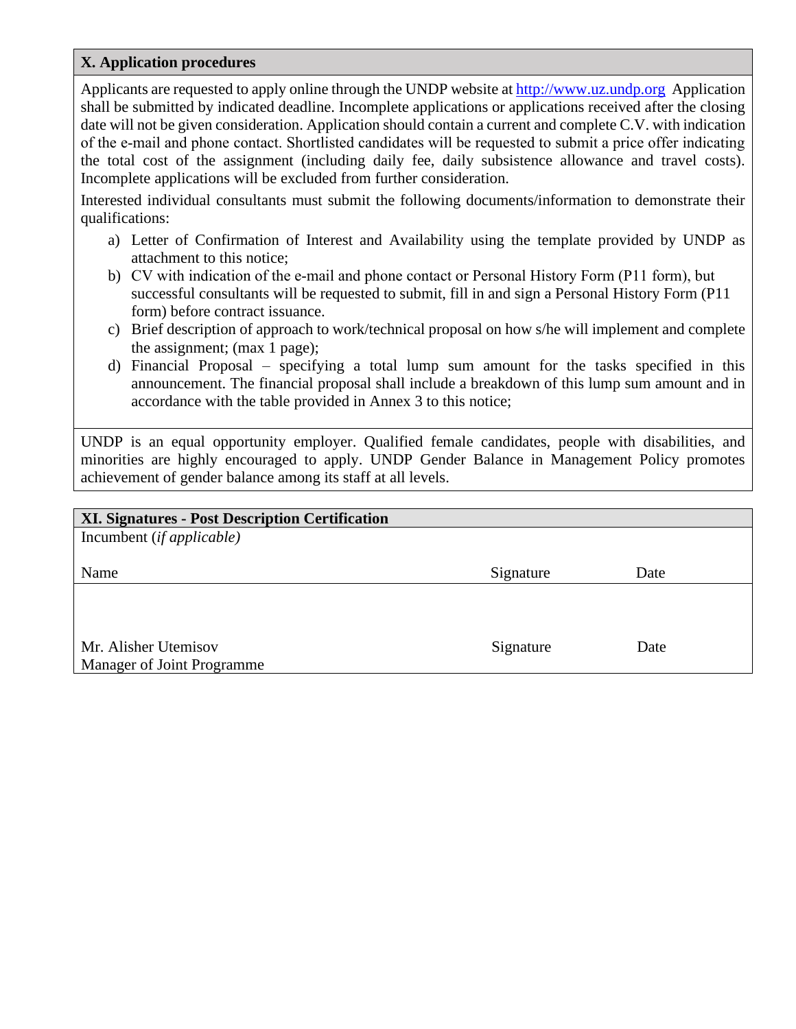## X. Application procedures

Applicants are requested to apply online through the UNDP website at http://www.uz.undp.org Application shall be submitted by indicated deadline. Incomplete applications or applications received after the closing date will not be given consideration. Application should contain a current and complete C.V. with indication of the e-mail and phone contact. Shortlisted candidates will be requested to submit a price offer indicating the total cost of the assignment (including daily fee, daily subsistence allowance and travel costs). Incomplete applications will be excluded from further consideration.

Interested individual consultants must submit the following documents/information to demonstrate their qualifications:

a) Letter of Confirmation of Interest and Availability using the template provided by UNDP as attachment to this notice;
b) CV with indication of the e-mail and phone contact or Personal History Form (P11 form), but successful consultants will be requested to submit, fill in and sign a Personal History Form (P11 form) before contract issuance.
c) Brief description of approach to work/technical proposal on how s/he will implement and complete the assignment; (max 1 page);
d) Financial Proposal – specifying a total lump sum amount for the tasks specified in this announcement. The financial proposal shall include a breakdown of this lump sum amount and in accordance with the table provided in Annex 3 to this notice;

UNDP is an equal opportunity employer. Qualified female candidates, people with disabilities, and minorities are highly encouraged to apply. UNDP Gender Balance in Management Policy promotes achievement of gender balance among its staff at all levels.

## XI. Signatures - Post Description Certification

| | | |
|---|---|---|
| Incumbent (*if applicable)* | | |
| Name | Signature | Date |
| Mr. Alisher Utemisov<br>Manager of Joint Programme | Signature | Date |